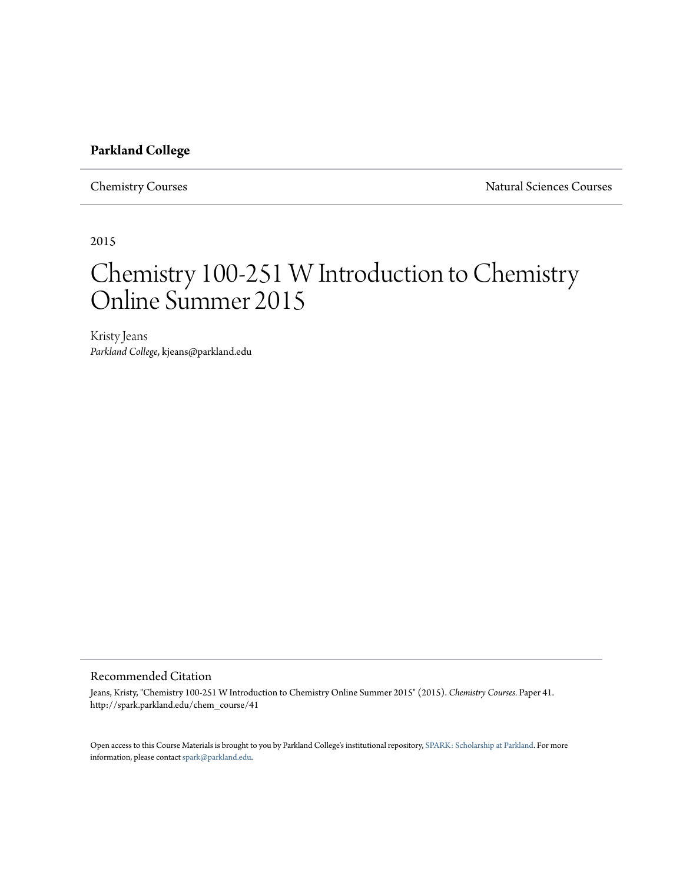**Parkland College**

Chemistry Courses — Natural Sciences Courses

2015

# Chemistry 100-251 W Introduction to Chemistry Online Summer 2015

Kristy Jeans
*Parkland College*, kjeans@parkland.edu

## Recommended Citation

Jeans, Kristy, "Chemistry 100-251 W Introduction to Chemistry Online Summer 2015" (2015). *Chemistry Courses.* Paper 41. http://spark.parkland.edu/chem_course/41

Open access to this Course Materials is brought to you by Parkland College's institutional repository, SPARK: Scholarship at Parkland. For more information, please contact spark@parkland.edu.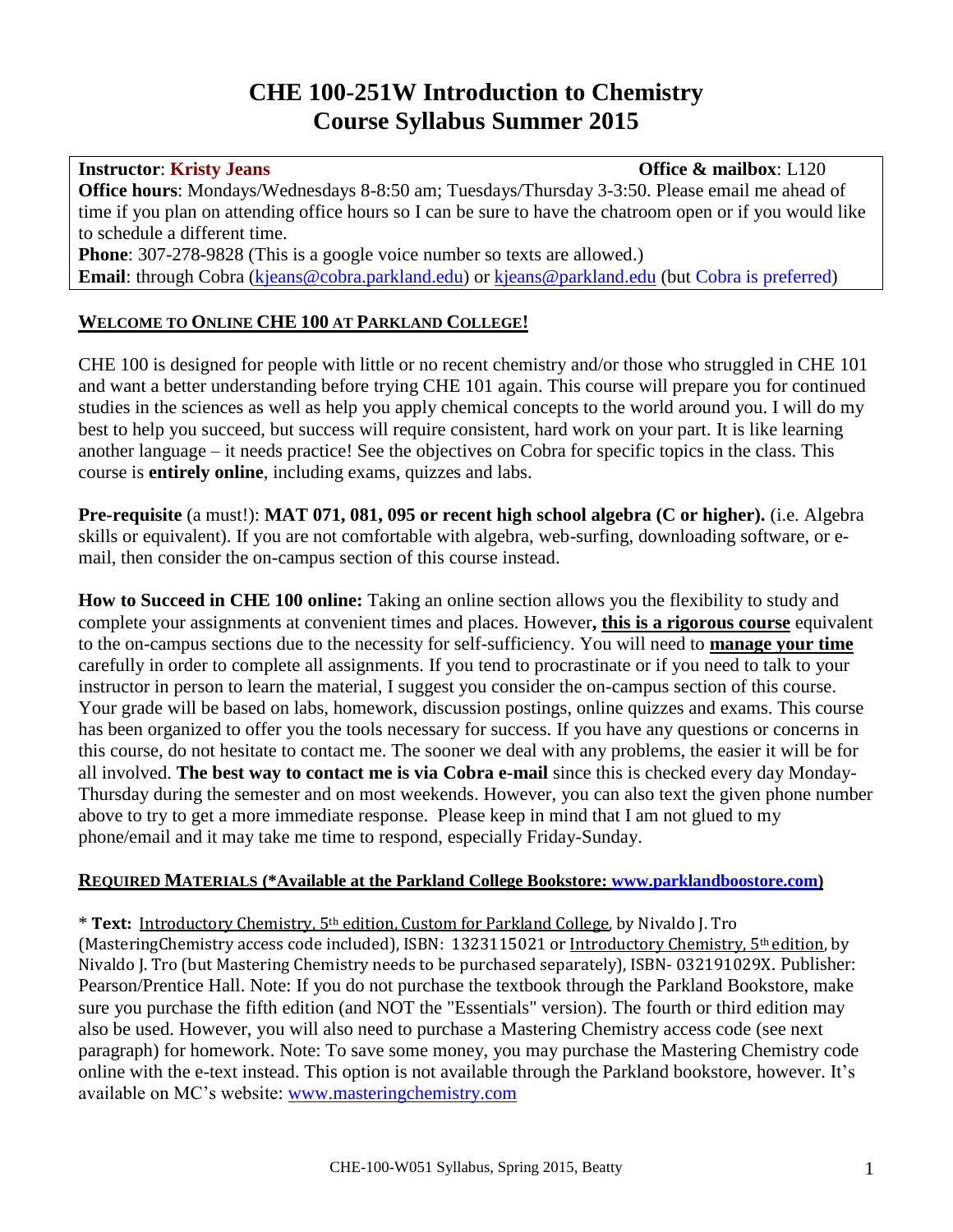# CHE 100-251W Introduction to Chemistry
# Course Syllabus Summer 2015

**Instructor**: **Kristy Jeans** **Office & mailbox**: L120
**Office hours**: Mondays/Wednesdays 8-8:50 am; Tuesdays/Thursday 3-3:50. Please email me ahead of time if you plan on attending office hours so I can be sure to have the chatroom open or if you would like to schedule a different time.
**Phone**: 307-278-9828 (This is a google voice number so texts are allowed.)
**Email**: through Cobra (kjeans@cobra.parkland.edu) or kjeans@parkland.edu (but Cobra is preferred)

## WELCOME TO ONLINE CHE 100 AT PARKLAND COLLEGE!

CHE 100 is designed for people with little or no recent chemistry and/or those who struggled in CHE 101 and want a better understanding before trying CHE 101 again. This course will prepare you for continued studies in the sciences as well as help you apply chemical concepts to the world around you. I will do my best to help you succeed, but success will require consistent, hard work on your part. It is like learning another language – it needs practice! See the objectives on Cobra for specific topics in the class. This course is **entirely online**, including exams, quizzes and labs.

**Pre-requisite** (a must!): **MAT 071, 081, 095 or recent high school algebra (C or higher).** (i.e. Algebra skills or equivalent). If you are not comfortable with algebra, web-surfing, downloading software, or e-mail, then consider the on-campus section of this course instead.

**How to Succeed in CHE 100 online:** Taking an online section allows you the flexibility to study and complete your assignments at convenient times and places. However**, this is a rigorous course** equivalent to the on-campus sections due to the necessity for self-sufficiency. You will need to **manage your time** carefully in order to complete all assignments. If you tend to procrastinate or if you need to talk to your instructor in person to learn the material, I suggest you consider the on-campus section of this course. Your grade will be based on labs, homework, discussion postings, online quizzes and exams. This course has been organized to offer you the tools necessary for success. If you have any questions or concerns in this course, do not hesitate to contact me. The sooner we deal with any problems, the easier it will be for all involved. **The best way to contact me is via Cobra e-mail** since this is checked every day Monday-Thursday during the semester and on most weekends. However, you can also text the given phone number above to try to get a more immediate response. Please keep in mind that I am not glued to my phone/email and it may take me time to respond, especially Friday-Sunday.

## REQUIRED MATERIALS (*Available at the Parkland College Bookstore: www.parklandboostore.com)

\* **Text:** Introductory Chemistry, 5th edition, Custom for Parkland College, by Nivaldo J. Tro (MasteringChemistry access code included), ISBN: 1323115021 or Introductory Chemistry, 5th edition, by Nivaldo J. Tro (but Mastering Chemistry needs to be purchased separately), ISBN- 032191029X. Publisher: Pearson/Prentice Hall. Note: If you do not purchase the textbook through the Parkland Bookstore, make sure you purchase the fifth edition (and NOT the "Essentials" version). The fourth or third edition may also be used. However, you will also need to purchase a Mastering Chemistry access code (see next paragraph) for homework. Note: To save some money, you may purchase the Mastering Chemistry code online with the e-text instead. This option is not available through the Parkland bookstore, however. It's available on MC's website: www.masteringchemistry.com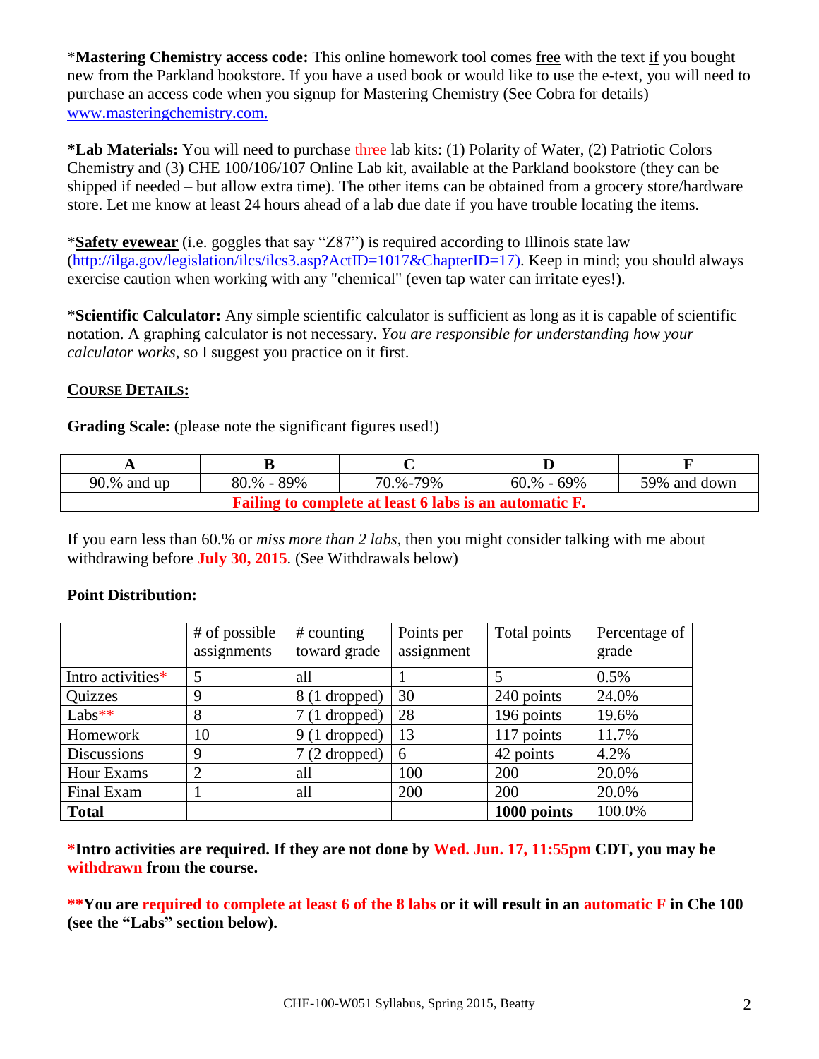*__Mastering Chemistry access code:__ This online homework tool comes free with the text if you bought new from the Parkland bookstore. If you have a used book or would like to use the e-text, you will need to purchase an access code when you signup for Mastering Chemistry (See Cobra for details) www.masteringchemistry.com.

**\*Lab Materials:** You will need to purchase three lab kits: (1) Polarity of Water, (2) Patriotic Colors Chemistry and (3) CHE 100/106/107 Online Lab kit, available at the Parkland bookstore (they can be shipped if needed – but allow extra time). The other items can be obtained from a grocery store/hardware store. Let me know at least 24 hours ahead of a lab due date if you have trouble locating the items.

*__Safety eyewear__ (i.e. goggles that say "Z87") is required according to Illinois state law (http://ilga.gov/legislation/ilcs/ilcs3.asp?ActID=1017&ChapterID=17). Keep in mind; you should always exercise caution when working with any "chemical" (even tap water can irritate eyes!).

*__Scientific Calculator:__ Any simple scientific calculator is sufficient as long as it is capable of scientific notation. A graphing calculator is not necessary. *You are responsible for understanding how your calculator works*, so I suggest you practice on it first.

## COURSE DETAILS:

**Grading Scale:** (please note the significant figures used!)

| A | B | C | D | F |
|---|---|---|---|---|
| 90.% and up | 80.% - 89% | 70.%-79% | 60.% - 69% | 59% and down |
| **Failing to complete at least 6 labs is an automatic F.** | | | | |

If you earn less than 60.% or *miss more than 2 labs*, then you might consider talking with me about withdrawing before **July 30, 2015**. (See Withdrawals below)

**Point Distribution:**

| | # of possible assignments | # counting toward grade | Points per assignment | Total points | Percentage of grade |
|---|---|---|---|---|---|
| Intro activities* | 5 | all | 1 | 5 | 0.5% |
| Quizzes | 9 | 8 (1 dropped) | 30 | 240 points | 24.0% |
| Labs** | 8 | 7 (1 dropped) | 28 | 196 points | 19.6% |
| Homework | 10 | 9 (1 dropped) | 13 | 117 points | 11.7% |
| Discussions | 9 | 7 (2 dropped) | 6 | 42 points | 4.2% |
| Hour Exams | 2 | all | 100 | 200 | 20.0% |
| Final Exam | 1 | all | 200 | 200 | 20.0% |
| **Total** | | | | **1000 points** | 100.0% |

**\*Intro activities are required. If they are not done by Wed. Jun. 17, 11:55pm CDT, you may be withdrawn from the course.**

**\*\*You are required to complete at least 6 of the 8 labs or it will result in an automatic F in Che 100 (see the "Labs" section below).**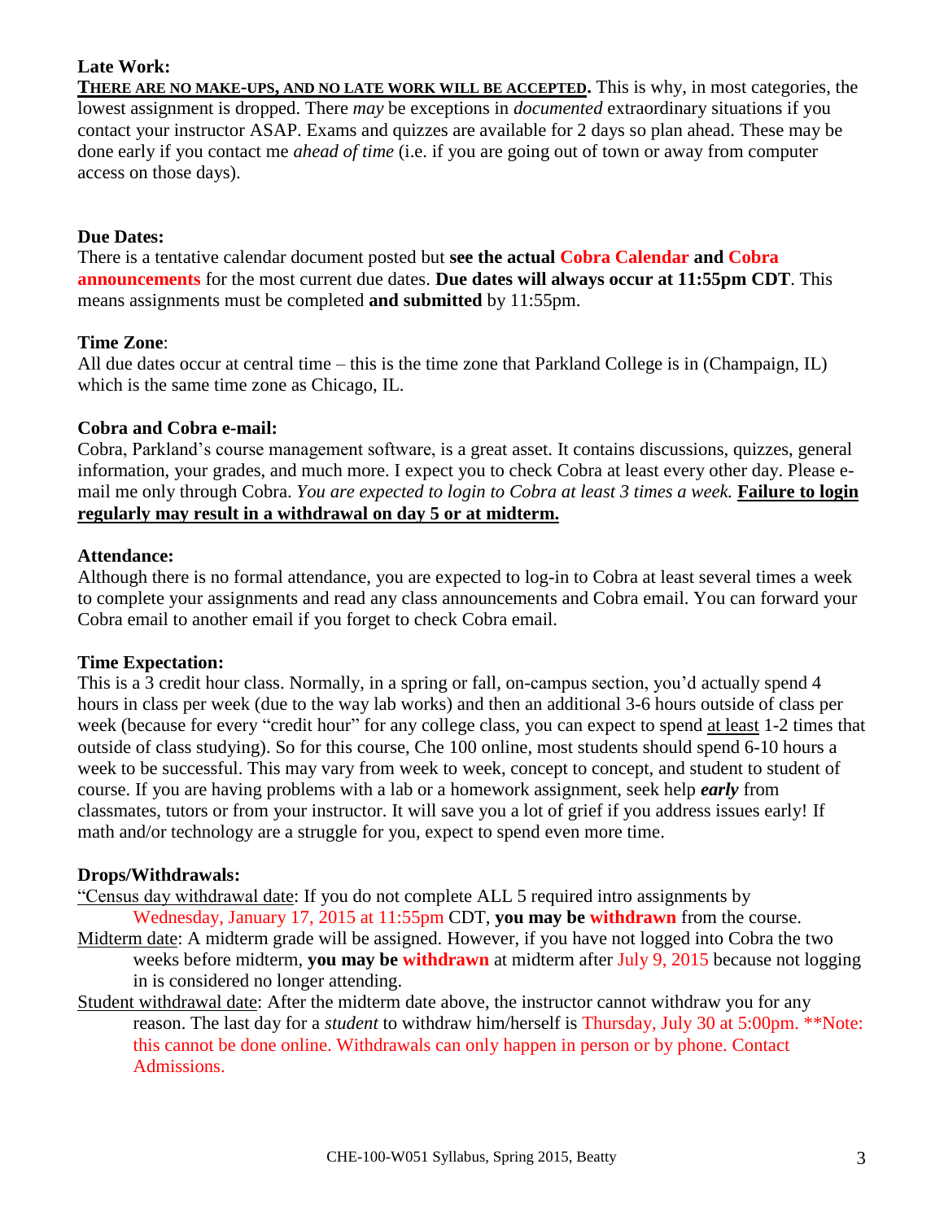**Late Work:**

**THERE ARE NO MAKE-UPS, AND NO LATE WORK WILL BE ACCEPTED.** This is why, in most categories, the lowest assignment is dropped. There *may* be exceptions in *documented* extraordinary situations if you contact your instructor ASAP. Exams and quizzes are available for 2 days so plan ahead. These may be done early if you contact me *ahead of time* (i.e. if you are going out of town or away from computer access on those days).

**Due Dates:**

There is a tentative calendar document posted but **see the actual Cobra Calendar and Cobra announcements** for the most current due dates. **Due dates will always occur at 11:55pm CDT**. This means assignments must be completed **and submitted** by 11:55pm.

**Time Zone**:

All due dates occur at central time – this is the time zone that Parkland College is in (Champaign, IL) which is the same time zone as Chicago, IL.

**Cobra and Cobra e-mail:**

Cobra, Parkland's course management software, is a great asset. It contains discussions, quizzes, general information, your grades, and much more. I expect you to check Cobra at least every other day. Please e-mail me only through Cobra. *You are expected to login to Cobra at least 3 times a week.* **Failure to login regularly may result in a withdrawal on day 5 or at midterm.**

**Attendance:**

Although there is no formal attendance, you are expected to log-in to Cobra at least several times a week to complete your assignments and read any class announcements and Cobra email. You can forward your Cobra email to another email if you forget to check Cobra email.

**Time Expectation:**

This is a 3 credit hour class. Normally, in a spring or fall, on-campus section, you'd actually spend 4 hours in class per week (due to the way lab works) and then an additional 3-6 hours outside of class per week (because for every "credit hour" for any college class, you can expect to spend at least 1-2 times that outside of class studying). So for this course, Che 100 online, most students should spend 6-10 hours a week to be successful. This may vary from week to week, concept to concept, and student to student of course. If you are having problems with a lab or a homework assignment, seek help ***early*** from classmates, tutors or from your instructor. It will save you a lot of grief if you address issues early! If math and/or technology are a struggle for you, expect to spend even more time.

**Drops/Withdrawals:**

"Census day withdrawal date: If you do not complete ALL 5 required intro assignments by Wednesday, January 17, 2015 at 11:55pm CDT, **you may be withdrawn** from the course.

Midterm date: A midterm grade will be assigned. However, if you have not logged into Cobra the two weeks before midterm, **you may be withdrawn** at midterm after July 9, 2015 because not logging in is considered no longer attending.

Student withdrawal date: After the midterm date above, the instructor cannot withdraw you for any reason. The last day for a *student* to withdraw him/herself is Thursday, July 30 at 5:00pm. **Note: this cannot be done online. Withdrawals can only happen in person or by phone. Contact Admissions.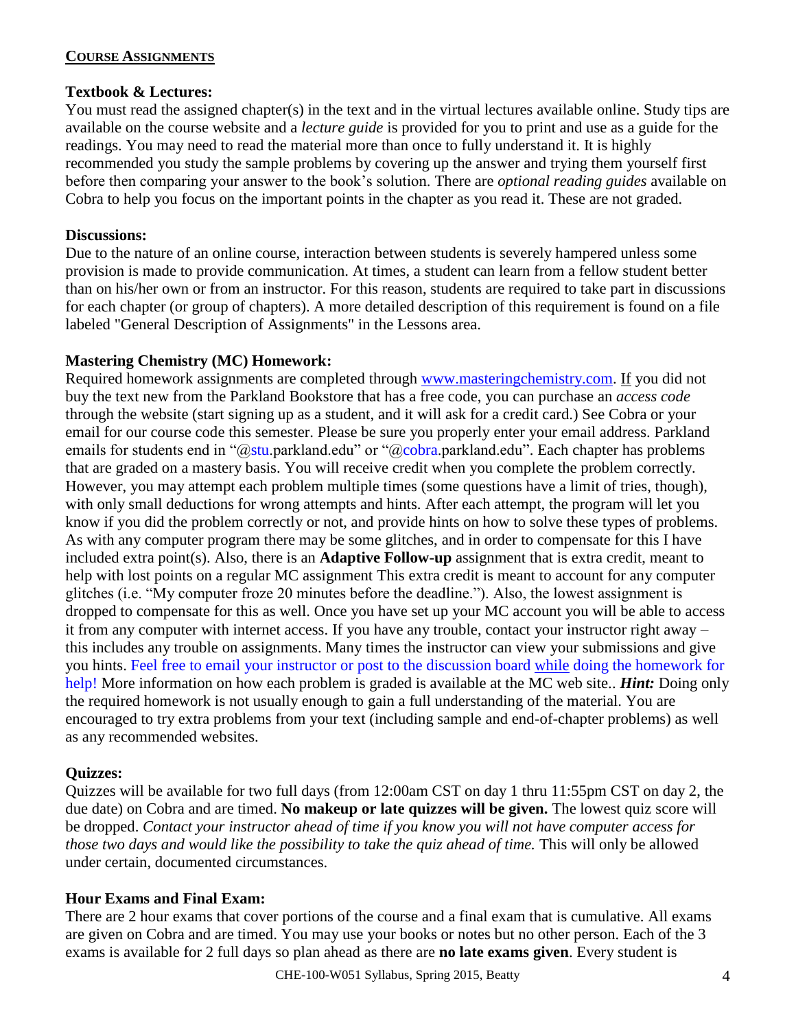## COURSE ASSIGNMENTS

**Textbook & Lectures:**
You must read the assigned chapter(s) in the text and in the virtual lectures available online. Study tips are available on the course website and a *lecture guide* is provided for you to print and use as a guide for the readings. You may need to read the material more than once to fully understand it. It is highly recommended you study the sample problems by covering up the answer and trying them yourself first before then comparing your answer to the book's solution. There are *optional reading guides* available on Cobra to help you focus on the important points in the chapter as you read it. These are not graded.

**Discussions:**
Due to the nature of an online course, interaction between students is severely hampered unless some provision is made to provide communication. At times, a student can learn from a fellow student better than on his/her own or from an instructor. For this reason, students are required to take part in discussions for each chapter (or group of chapters). A more detailed description of this requirement is found on a file labeled "General Description of Assignments" in the Lessons area.

**Mastering Chemistry (MC) Homework:**
Required homework assignments are completed through www.masteringchemistry.com. If you did not buy the text new from the Parkland Bookstore that has a free code, you can purchase an *access code* through the website (start signing up as a student, and it will ask for a credit card.) See Cobra or your email for our course code this semester. Please be sure you properly enter your email address. Parkland emails for students end in "@stu.parkland.edu" or "@cobra.parkland.edu". Each chapter has problems that are graded on a mastery basis. You will receive credit when you complete the problem correctly. However, you may attempt each problem multiple times (some questions have a limit of tries, though), with only small deductions for wrong attempts and hints. After each attempt, the program will let you know if you did the problem correctly or not, and provide hints on how to solve these types of problems. As with any computer program there may be some glitches, and in order to compensate for this I have included extra point(s). Also, there is an **Adaptive Follow-up** assignment that is extra credit, meant to help with lost points on a regular MC assignment This extra credit is meant to account for any computer glitches (i.e. "My computer froze 20 minutes before the deadline."). Also, the lowest assignment is dropped to compensate for this as well. Once you have set up your MC account you will be able to access it from any computer with internet access. If you have any trouble, contact your instructor right away – this includes any trouble on assignments. Many times the instructor can view your submissions and give you hints. Feel free to email your instructor or post to the discussion board while doing the homework for help! More information on how each problem is graded is available at the MC web site.. ***Hint:*** Doing only the required homework is not usually enough to gain a full understanding of the material. You are encouraged to try extra problems from your text (including sample and end-of-chapter problems) as well as any recommended websites.

**Quizzes:**
Quizzes will be available for two full days (from 12:00am CST on day 1 thru 11:55pm CST on day 2, the due date) on Cobra and are timed. **No makeup or late quizzes will be given.** The lowest quiz score will be dropped. *Contact your instructor ahead of time if you know you will not have computer access for those two days and would like the possibility to take the quiz ahead of time.* This will only be allowed under certain, documented circumstances.

**Hour Exams and Final Exam:**
There are 2 hour exams that cover portions of the course and a final exam that is cumulative. All exams are given on Cobra and are timed. You may use your books or notes but no other person. Each of the 3 exams is available for 2 full days so plan ahead as there are **no late exams given**. Every student is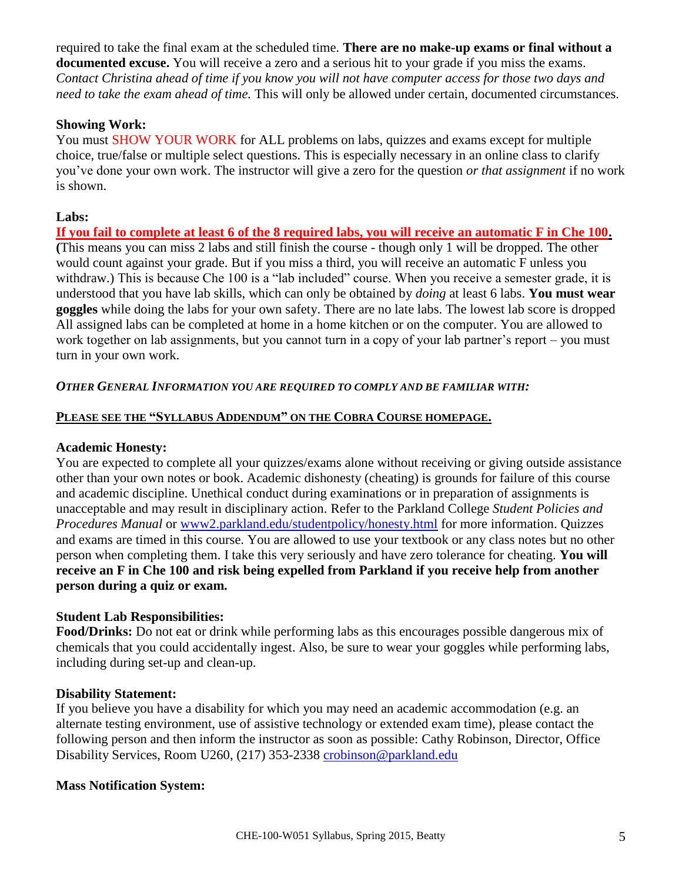required to take the final exam at the scheduled time. **There are no make-up exams or final without a documented excuse.** You will receive a zero and a serious hit to your grade if you miss the exams. *Contact Christina ahead of time if you know you will not have computer access for those two days and need to take the exam ahead of time.* This will only be allowed under certain, documented circumstances.

**Showing Work:**
You must SHOW YOUR WORK for ALL problems on labs, quizzes and exams except for multiple choice, true/false or multiple select questions. This is especially necessary in an online class to clarify you've done your own work. The instructor will give a zero for the question *or that assignment* if no work is shown.

**Labs:**
**If you fail to complete at least 6 of the 8 required labs, you will receive an automatic F in Che 100.**
**(**This means you can miss 2 labs and still finish the course - though only 1 will be dropped. The other would count against your grade. But if you miss a third, you will receive an automatic F unless you withdraw.) This is because Che 100 is a "lab included" course. When you receive a semester grade, it is understood that you have lab skills, which can only be obtained by *doing* at least 6 labs. **You must wear goggles** while doing the labs for your own safety. There are no late labs. The lowest lab score is dropped All assigned labs can be completed at home in a home kitchen or on the computer. You are allowed to work together on lab assignments, but you cannot turn in a copy of your lab partner's report – you must turn in your own work.

***OTHER GENERAL INFORMATION YOU ARE REQUIRED TO COMPLY AND BE FAMILIAR WITH:***

**PLEASE SEE THE "SYLLABUS ADDENDUM" ON THE COBRA COURSE HOMEPAGE.**

**Academic Honesty:**
You are expected to complete all your quizzes/exams alone without receiving or giving outside assistance other than your own notes or book. Academic dishonesty (cheating) is grounds for failure of this course and academic discipline. Unethical conduct during examinations or in preparation of assignments is unacceptable and may result in disciplinary action. Refer to the Parkland College *Student Policies and Procedures Manual* or [www2.parkland.edu/studentpolicy/honesty.html](http://www2.parkland.edu/studentpolicy/honesty.html) for more information. Quizzes and exams are timed in this course. You are allowed to use your textbook or any class notes but no other person when completing them. I take this very seriously and have zero tolerance for cheating. **You will receive an F in Che 100 and risk being expelled from Parkland if you receive help from another person during a quiz or exam.**

**Student Lab Responsibilities:**
**Food/Drinks:** Do not eat or drink while performing labs as this encourages possible dangerous mix of chemicals that you could accidentally ingest. Also, be sure to wear your goggles while performing labs, including during set-up and clean-up.

**Disability Statement:**
If you believe you have a disability for which you may need an academic accommodation (e.g. an alternate testing environment, use of assistive technology or extended exam time), please contact the following person and then inform the instructor as soon as possible: Cathy Robinson, Director, Office Disability Services, Room U260, (217) 353-2338 [crobinson@parkland.edu](mailto:crobinson@parkland.edu)

**Mass Notification System:**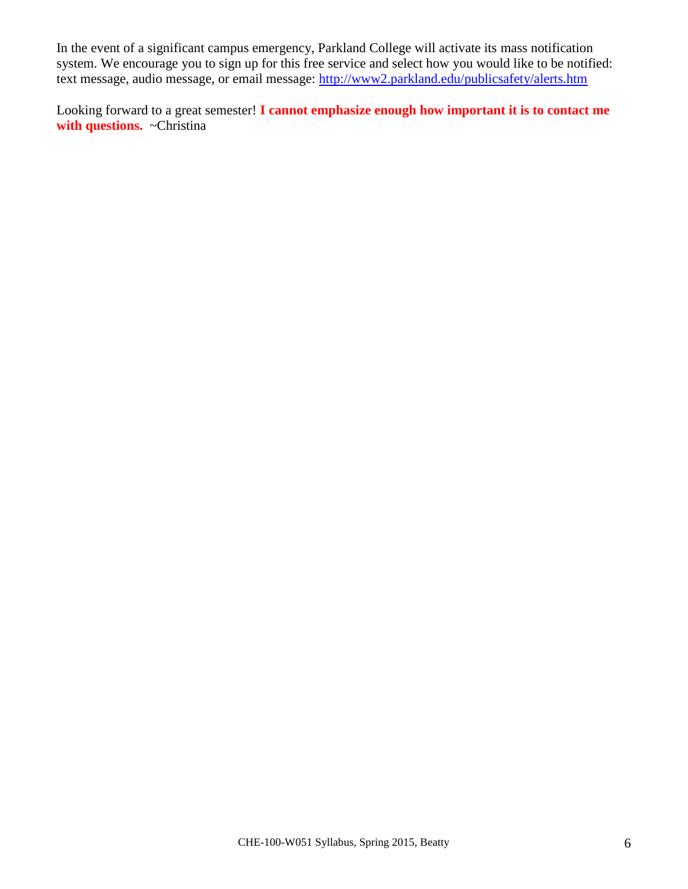In the event of a significant campus emergency, Parkland College will activate its mass notification system. We encourage you to sign up for this free service and select how you would like to be notified: text message, audio message, or email message: http://www2.parkland.edu/publicsafety/alerts.htm

Looking forward to a great semester! **I cannot emphasize enough how important it is to contact me with questions.** ~Christina